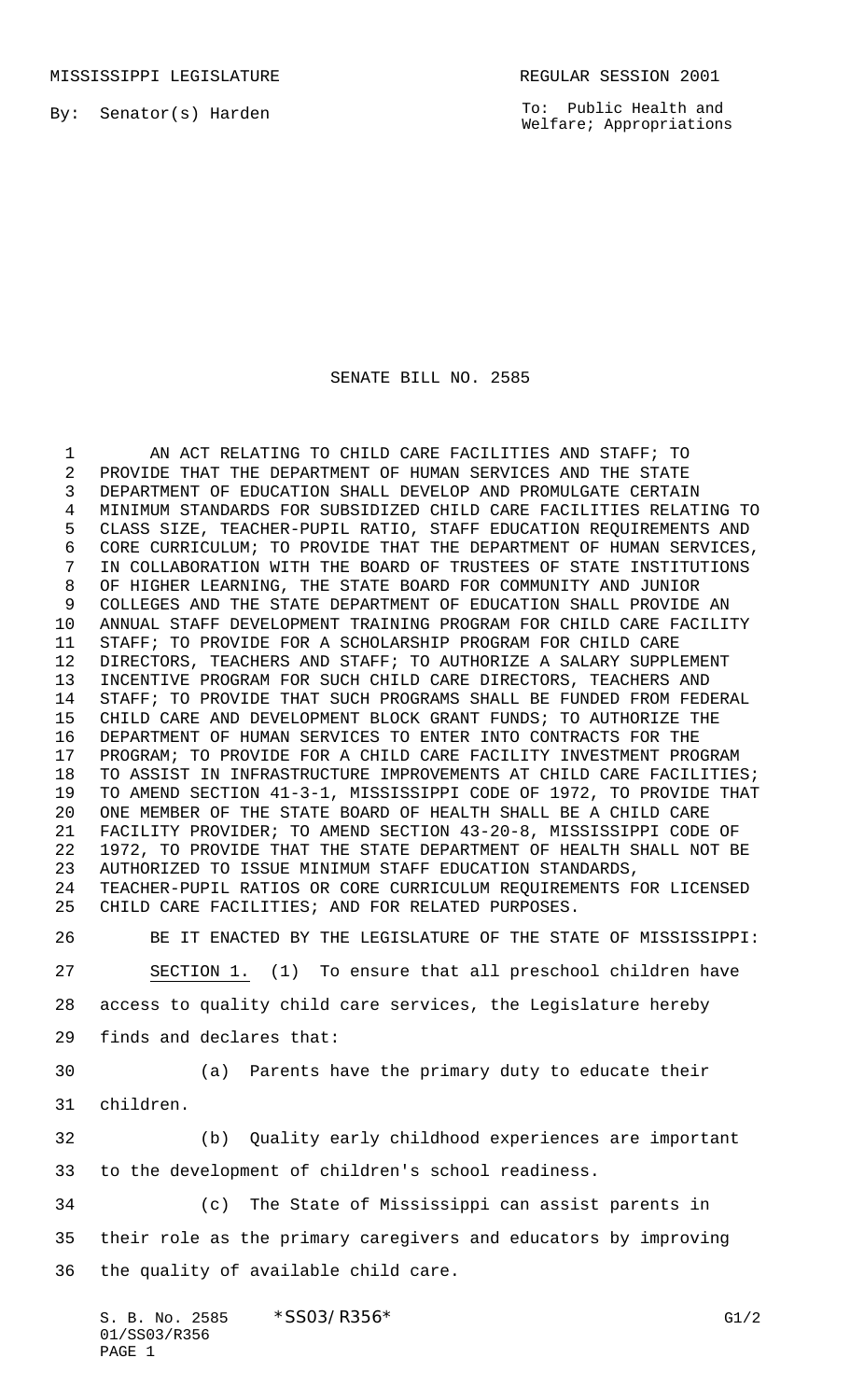MISSISSIPPI LEGISLATURE REGULAR SESSION 2001

By: Senator(s) Harden

To: Public Health and Welfare; Appropriations

# SENATE BILL NO. 2585

AN ACT RELATING TO CHILD CARE FACILITIES AND STAFF; TO PROVIDE THAT THE DEPARTMENT OF HUMAN SERVICES AND THE STATE DEPARTMENT OF EDUCATION SHALL DEVELOP AND PROMULGATE CERTAIN MINIMUM STANDARDS FOR SUBSIDIZED CHILD CARE FACILITIES RELATING TO CLASS SIZE, TEACHER-PUPIL RATIO, STAFF EDUCATION REQUIREMENTS AND CORE CURRICULUM; TO PROVIDE THAT THE DEPARTMENT OF HUMAN SERVICES, IN COLLABORATION WITH THE BOARD OF TRUSTEES OF STATE INSTITUTIONS OF HIGHER LEARNING, THE STATE BOARD FOR COMMUNITY AND JUNIOR COLLEGES AND THE STATE DEPARTMENT OF EDUCATION SHALL PROVIDE AN ANNUAL STAFF DEVELOPMENT TRAINING PROGRAM FOR CHILD CARE FACILITY STAFF; TO PROVIDE FOR A SCHOLARSHIP PROGRAM FOR CHILD CARE DIRECTORS, TEACHERS AND STAFF; TO AUTHORIZE A SALARY SUPPLEMENT INCENTIVE PROGRAM FOR SUCH CHILD CARE DIRECTORS, TEACHERS AND STAFF; TO PROVIDE THAT SUCH PROGRAMS SHALL BE FUNDED FROM FEDERAL CHILD CARE AND DEVELOPMENT BLOCK GRANT FUNDS; TO AUTHORIZE THE DEPARTMENT OF HUMAN SERVICES TO ENTER INTO CONTRACTS FOR THE PROGRAM; TO PROVIDE FOR A CHILD CARE FACILITY INVESTMENT PROGRAM TO ASSIST IN INFRASTRUCTURE IMPROVEMENTS AT CHILD CARE FACILITIES; TO AMEND SECTION 41-3-1, MISSISSIPPI CODE OF 1972, TO PROVIDE THAT ONE MEMBER OF THE STATE BOARD OF HEALTH SHALL BE A CHILD CARE FACILITY PROVIDER; TO AMEND SECTION 43-20-8, MISSISSIPPI CODE OF 1972, TO PROVIDE THAT THE STATE DEPARTMENT OF HEALTH SHALL NOT BE AUTHORIZED TO ISSUE MINIMUM STAFF EDUCATION STANDARDS, TEACHER-PUPIL RATIOS OR CORE CURRICULUM REQUIREMENTS FOR LICENSED CHILD CARE FACILITIES; AND FOR RELATED PURPOSES.

BE IT ENACTED BY THE LEGISLATURE OF THE STATE OF MISSISSIPPI:

SECTION 1. (1) To ensure that all preschool children have access to quality child care services, the Legislature hereby finds and declares that:

(a) Parents have the primary duty to educate their children.

(b) Quality early childhood experiences are important to the development of children's school readiness.

(c) The State of Mississippi can assist parents in their role as the primary caregivers and educators by improving the quality of available child care.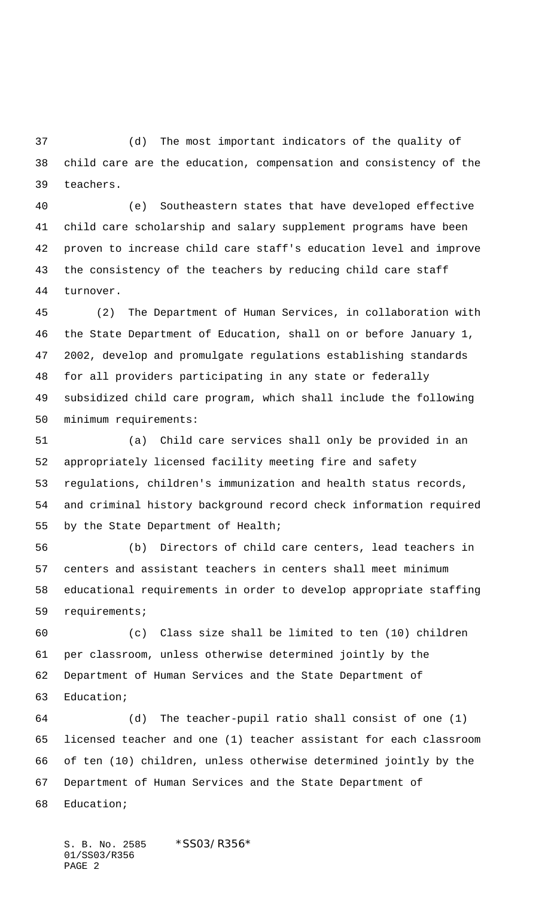(d) The most important indicators of the quality of child care are the education, compensation and consistency of the teachers.

(e) Southeastern states that have developed effective child care scholarship and salary supplement programs have been proven to increase child care staff's education level and improve the consistency of the teachers by reducing child care staff turnover.

(2) The Department of Human Services, in collaboration with the State Department of Education, shall on or before January 1, 2002, develop and promulgate regulations establishing standards for all providers participating in any state or federally subsidized child care program, which shall include the following minimum requirements:

(a) Child care services shall only be provided in an appropriately licensed facility meeting fire and safety regulations, children's immunization and health status records, and criminal history background record check information required by the State Department of Health;

(b) Directors of child care centers, lead teachers in centers and assistant teachers in centers shall meet minimum educational requirements in order to develop appropriate staffing requirements;

(c) Class size shall be limited to ten (10) children per classroom, unless otherwise determined jointly by the Department of Human Services and the State Department of Education;

(d) The teacher-pupil ratio shall consist of one (1) licensed teacher and one (1) teacher assistant for each classroom of ten (10) children, unless otherwise determined jointly by the Department of Human Services and the State Department of Education;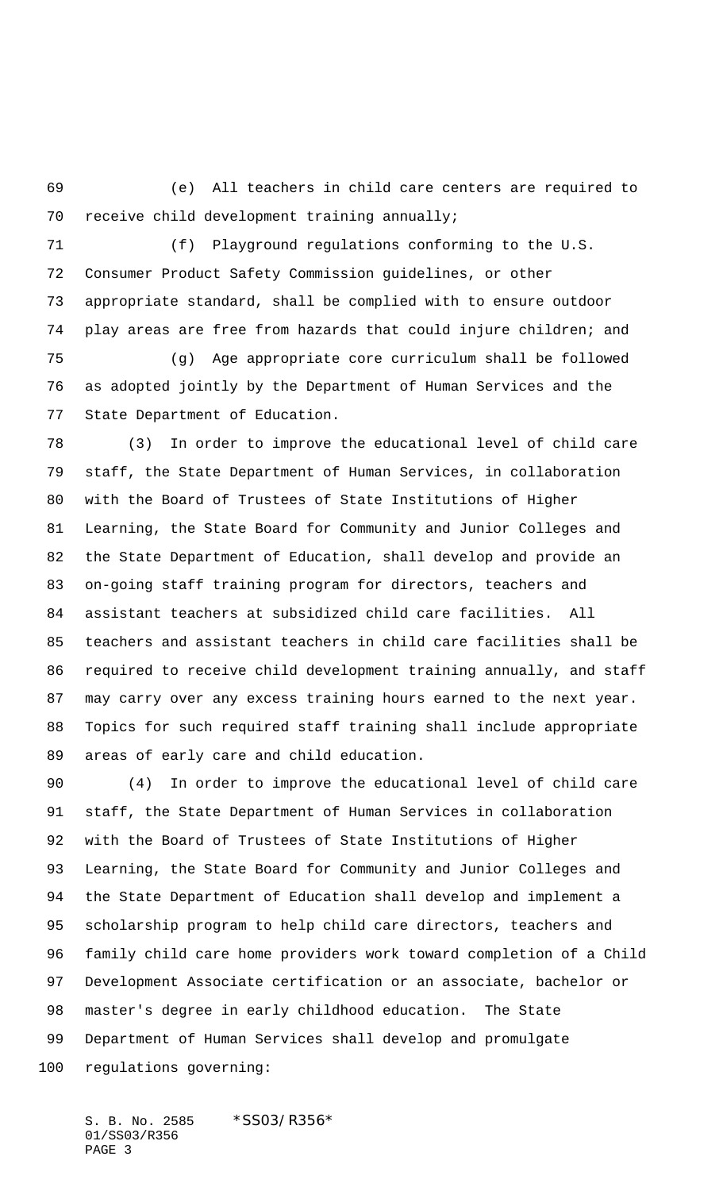(e) All teachers in child care centers are required to receive child development training annually;

(f) Playground regulations conforming to the U.S. Consumer Product Safety Commission guidelines, or other appropriate standard, shall be complied with to ensure outdoor play areas are free from hazards that could injure children; and

(g) Age appropriate core curriculum shall be followed as adopted jointly by the Department of Human Services and the State Department of Education.

(3) In order to improve the educational level of child care staff, the State Department of Human Services, in collaboration with the Board of Trustees of State Institutions of Higher Learning, the State Board for Community and Junior Colleges and the State Department of Education, shall develop and provide an on-going staff training program for directors, teachers and assistant teachers at subsidized child care facilities. All teachers and assistant teachers in child care facilities shall be required to receive child development training annually, and staff may carry over any excess training hours earned to the next year. Topics for such required staff training shall include appropriate areas of early care and child education.

(4) In order to improve the educational level of child care staff, the State Department of Human Services in collaboration with the Board of Trustees of State Institutions of Higher Learning, the State Board for Community and Junior Colleges and the State Department of Education shall develop and implement a scholarship program to help child care directors, teachers and family child care home providers work toward completion of a Child Development Associate certification or an associate, bachelor or master's degree in early childhood education. The State Department of Human Services shall develop and promulgate regulations governing: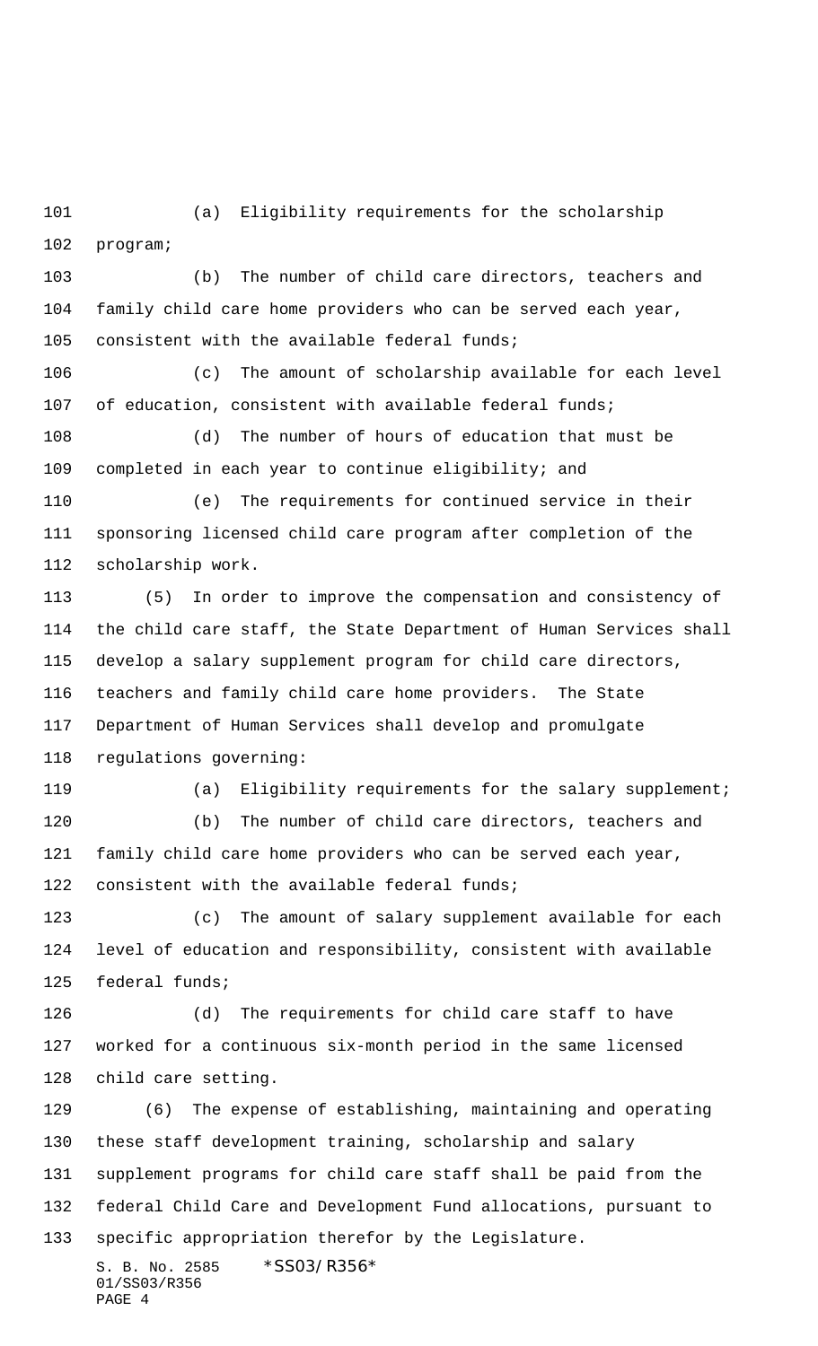(a) Eligibility requirements for the scholarship program;

(b) The number of child care directors, teachers and family child care home providers who can be served each year, consistent with the available federal funds;

(c) The amount of scholarship available for each level of education, consistent with available federal funds;

(d) The number of hours of education that must be completed in each year to continue eligibility; and

(e) The requirements for continued service in their sponsoring licensed child care program after completion of the scholarship work.

(5) In order to improve the compensation and consistency of the child care staff, the State Department of Human Services shall develop a salary supplement program for child care directors, teachers and family child care home providers. The State Department of Human Services shall develop and promulgate regulations governing:

(a) Eligibility requirements for the salary supplement;

(b) The number of child care directors, teachers and family child care home providers who can be served each year, consistent with the available federal funds;

(c) The amount of salary supplement available for each level of education and responsibility, consistent with available federal funds;

(d) The requirements for child care staff to have worked for a continuous six-month period in the same licensed child care setting.

(6) The expense of establishing, maintaining and operating these staff development training, scholarship and salary supplement programs for child care staff shall be paid from the federal Child Care and Development Fund allocations, pursuant to specific appropriation therefor by the Legislature.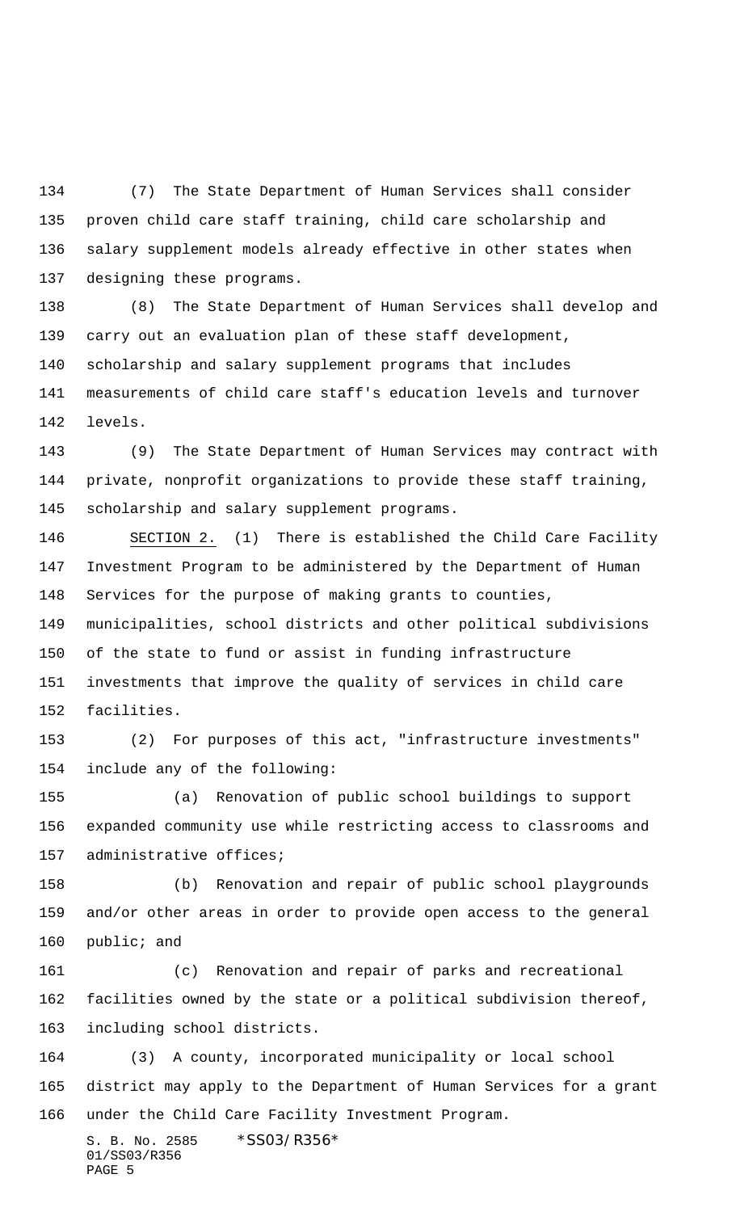(7) The State Department of Human Services shall consider proven child care staff training, child care scholarship and salary supplement models already effective in other states when designing these programs.

(8) The State Department of Human Services shall develop and carry out an evaluation plan of these staff development, scholarship and salary supplement programs that includes measurements of child care staff's education levels and turnover levels.

(9) The State Department of Human Services may contract with private, nonprofit organizations to provide these staff training, scholarship and salary supplement programs.

SECTION 2. (1) There is established the Child Care Facility Investment Program to be administered by the Department of Human Services for the purpose of making grants to counties, municipalities, school districts and other political subdivisions of the state to fund or assist in funding infrastructure investments that improve the quality of services in child care facilities.

(2) For purposes of this act, "infrastructure investments" include any of the following:

(a) Renovation of public school buildings to support expanded community use while restricting access to classrooms and administrative offices;

(b) Renovation and repair of public school playgrounds and/or other areas in order to provide open access to the general public; and

(c) Renovation and repair of parks and recreational facilities owned by the state or a political subdivision thereof, including school districts.

(3) A county, incorporated municipality or local school district may apply to the Department of Human Services for a grant under the Child Care Facility Investment Program.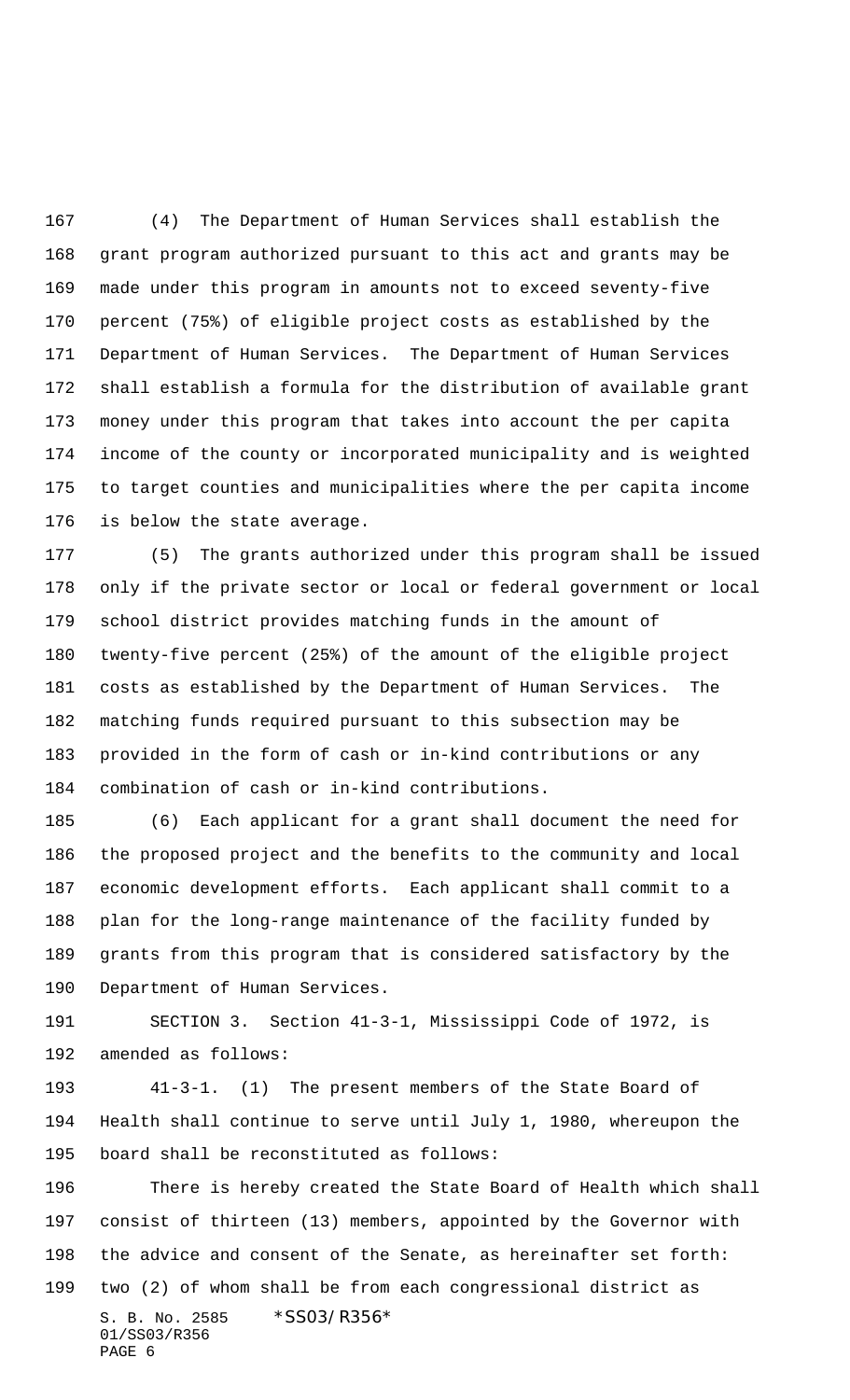(4) The Department of Human Services shall establish the grant program authorized pursuant to this act and grants may be made under this program in amounts not to exceed seventy-five percent (75%) of eligible project costs as established by the Department of Human Services. The Department of Human Services shall establish a formula for the distribution of available grant money under this program that takes into account the per capita income of the county or incorporated municipality and is weighted to target counties and municipalities where the per capita income is below the state average.

(5) The grants authorized under this program shall be issued only if the private sector or local or federal government or local school district provides matching funds in the amount of twenty-five percent (25%) of the amount of the eligible project costs as established by the Department of Human Services. The matching funds required pursuant to this subsection may be provided in the form of cash or in-kind contributions or any combination of cash or in-kind contributions.

(6) Each applicant for a grant shall document the need for the proposed project and the benefits to the community and local economic development efforts. Each applicant shall commit to a plan for the long-range maintenance of the facility funded by grants from this program that is considered satisfactory by the Department of Human Services.

SECTION 3. Section 41-3-1, Mississippi Code of 1972, is amended as follows:

41-3-1. (1) The present members of the State Board of Health shall continue to serve until July 1, 1980, whereupon the board shall be reconstituted as follows:

There is hereby created the State Board of Health which shall consist of thirteen (13) members, appointed by the Governor with the advice and consent of the Senate, as hereinafter set forth: two (2) of whom shall be from each congressional district as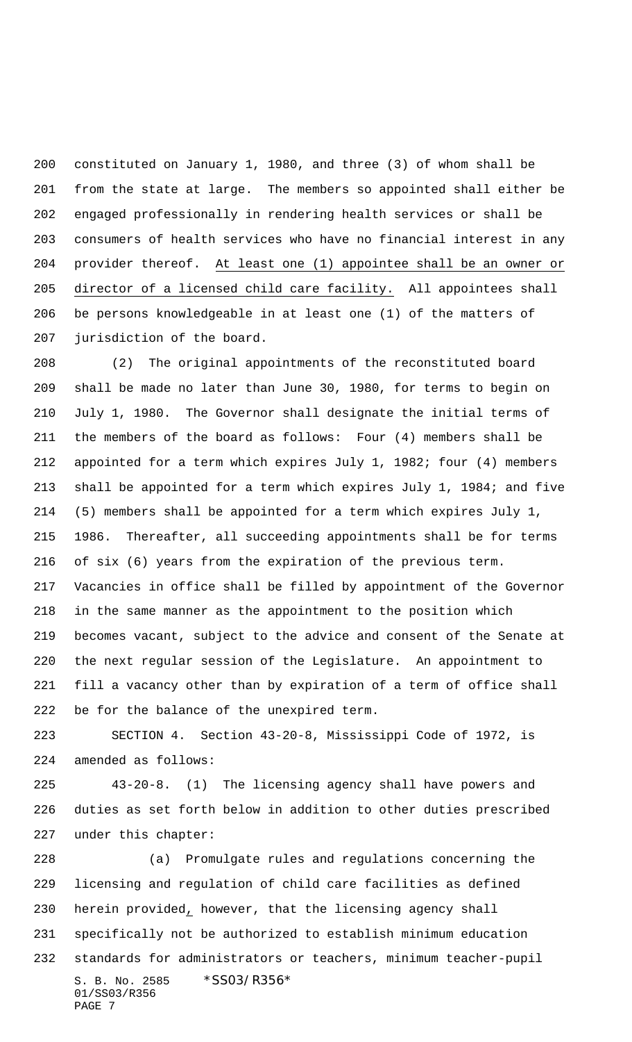constituted on January 1, 1980, and three (3) of whom shall be from the state at large. The members so appointed shall either be engaged professionally in rendering health services or shall be consumers of health services who have no financial interest in any provider thereof. <u>At least one (1) appointee shall be an owner or director of a licensed child care facility.</u> All appointees shall be persons knowledgeable in at least one (1) of the matters of jurisdiction of the board.

(2) The original appointments of the reconstituted board shall be made no later than June 30, 1980, for terms to begin on July 1, 1980. The Governor shall designate the initial terms of the members of the board as follows: Four (4) members shall be appointed for a term which expires July 1, 1982; four (4) members shall be appointed for a term which expires July 1, 1984; and five (5) members shall be appointed for a term which expires July 1, 1986. Thereafter, all succeeding appointments shall be for terms of six (6) years from the expiration of the previous term. Vacancies in office shall be filled by appointment of the Governor in the same manner as the appointment to the position which becomes vacant, subject to the advice and consent of the Senate at the next regular session of the Legislature. An appointment to fill a vacancy other than by expiration of a term of office shall be for the balance of the unexpired term.

SECTION 4. Section 43-20-8, Mississippi Code of 1972, is amended as follows:

43-20-8. (1) The licensing agency shall have powers and duties as set forth below in addition to other duties prescribed under this chapter:

(a) Promulgate rules and regulations concerning the licensing and regulation of child care facilities as defined herein provided<u>,</u> however, that the licensing agency shall specifically not be authorized to establish minimum education standards for administrators or teachers, minimum teacher-pupil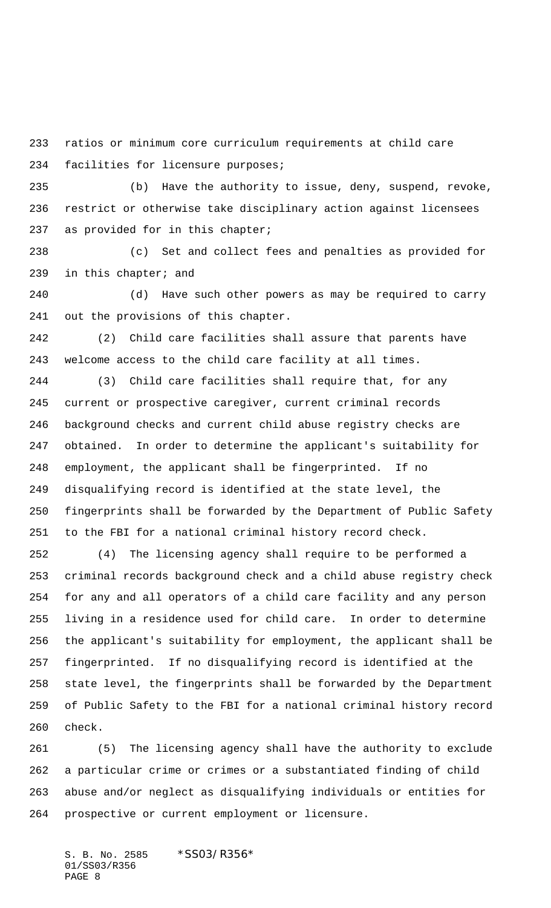ratios or minimum core curriculum requirements at child care facilities for licensure purposes;

(b) Have the authority to issue, deny, suspend, revoke, restrict or otherwise take disciplinary action against licensees as provided for in this chapter;

(c) Set and collect fees and penalties as provided for in this chapter; and

(d) Have such other powers as may be required to carry out the provisions of this chapter.

(2) Child care facilities shall assure that parents have welcome access to the child care facility at all times.

(3) Child care facilities shall require that, for any current or prospective caregiver, current criminal records background checks and current child abuse registry checks are obtained. In order to determine the applicant's suitability for employment, the applicant shall be fingerprinted. If no disqualifying record is identified at the state level, the fingerprints shall be forwarded by the Department of Public Safety to the FBI for a national criminal history record check.

(4) The licensing agency shall require to be performed a criminal records background check and a child abuse registry check for any and all operators of a child care facility and any person living in a residence used for child care. In order to determine the applicant's suitability for employment, the applicant shall be fingerprinted. If no disqualifying record is identified at the state level, the fingerprints shall be forwarded by the Department of Public Safety to the FBI for a national criminal history record check.

(5) The licensing agency shall have the authority to exclude a particular crime or crimes or a substantiated finding of child abuse and/or neglect as disqualifying individuals or entities for prospective or current employment or licensure.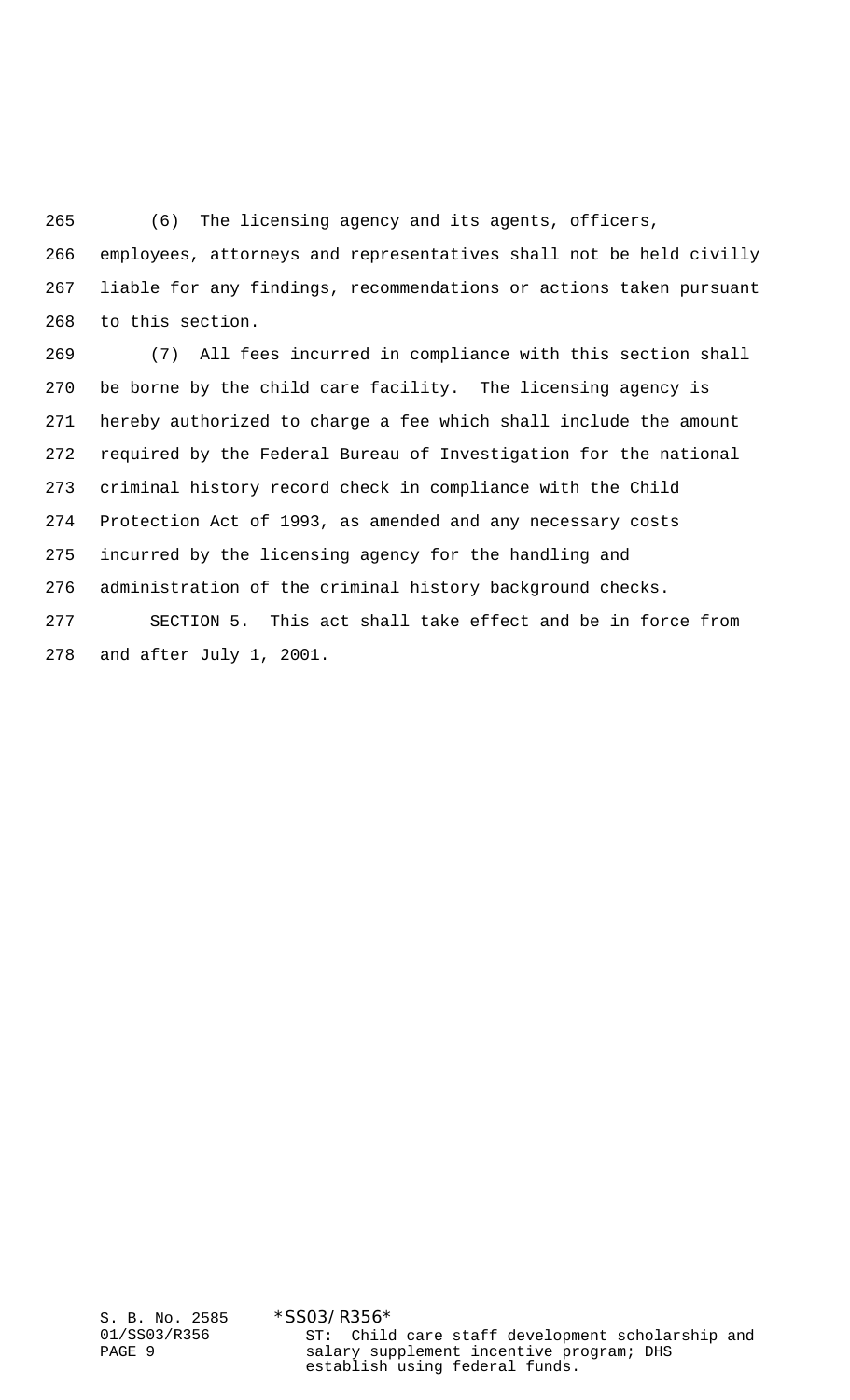(6) The licensing agency and its agents, officers, employees, attorneys and representatives shall not be held civilly liable for any findings, recommendations or actions taken pursuant to this section.

(7) All fees incurred in compliance with this section shall be borne by the child care facility. The licensing agency is hereby authorized to charge a fee which shall include the amount required by the Federal Bureau of Investigation for the national criminal history record check in compliance with the Child Protection Act of 1993, as amended and any necessary costs incurred by the licensing agency for the handling and administration of the criminal history background checks.

SECTION 5. This act shall take effect and be in force from and after July 1, 2001.